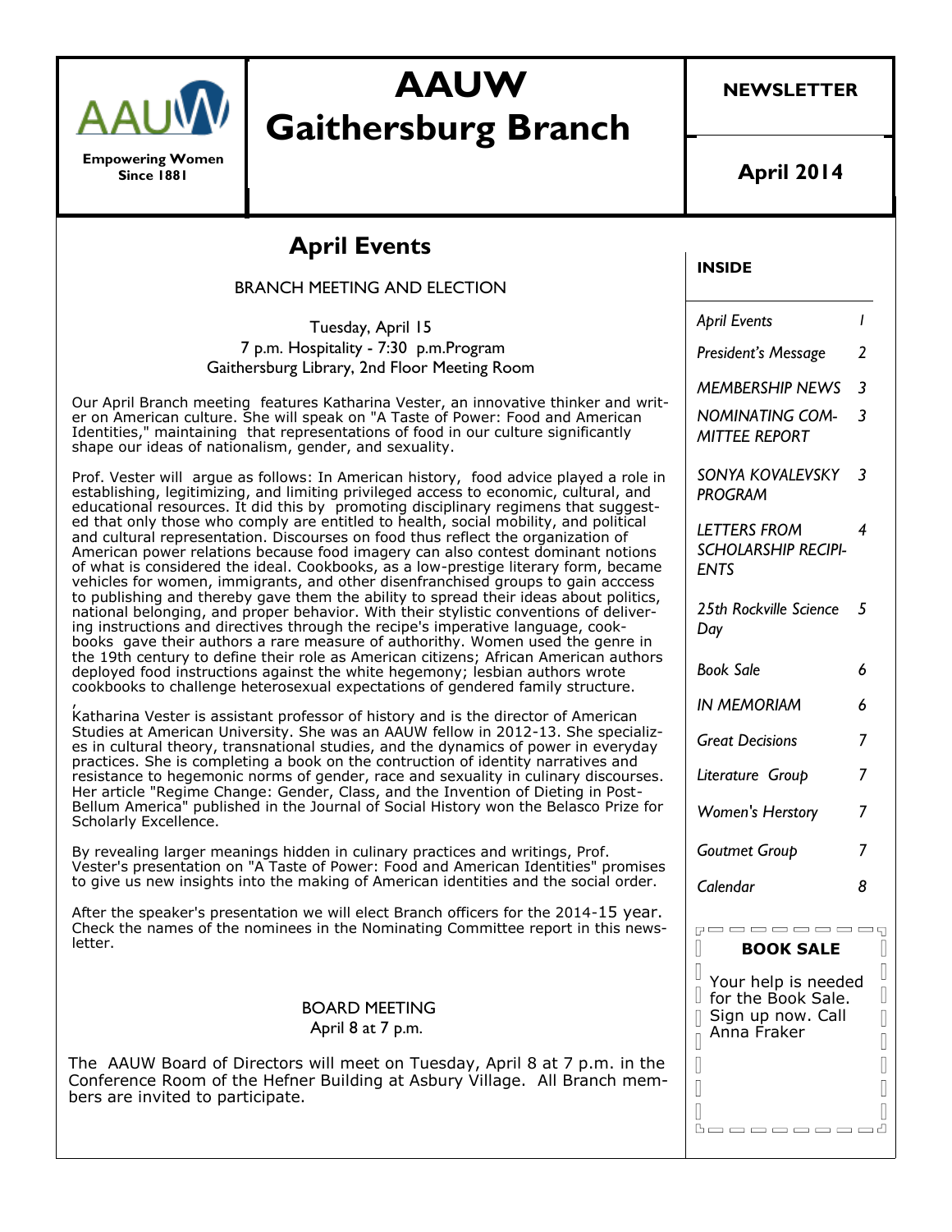AAUW

Empowering Women
Since 1881

# AAUW Gaithersburg Branch

**NEWSLETTER**

**April 2014**

## April Events

BRANCH MEETING AND ELECTION

Tuesday, April 15
7 p.m. Hospitality - 7:30 p.m.Program
Gaithersburg Library, 2nd Floor Meeting Room

Our April Branch meeting features Katharina Vester, an innovative thinker and writer on American culture. She will speak on "A Taste of Power: Food and American Identities," maintaining that representations of food in our culture significantly shape our ideas of nationalism, gender, and sexuality.

Prof. Vester will argue as follows: In American history, food advice played a role in establishing, legitimizing, and limiting privileged access to economic, cultural, and educational resources. It did this by promoting disciplinary regimens that suggested that only those who comply are entitled to health, social mobility, and political and cultural representation. Discourses on food thus reflect the organization of American power relations because food imagery can also contest dominant notions of what is considered the ideal. Cookbooks, as a low-prestige literary form, became vehicles for women, immigrants, and other disenfranchised groups to gain acccess to publishing and thereby gave them the ability to spread their ideas about politics, national belonging, and proper behavior. With their stylistic conventions of delivering instructions and directives through the recipe's imperative language, cookbooks gave their authors a rare measure of authorithy. Women used the genre in the 19th century to define their role as American citizens; African American authors deployed food instructions against the white hegemony; lesbian authors wrote cookbooks to challenge heterosexual expectations of gendered family structure.

Katharina Vester is assistant professor of history and is the director of American Studies at American University. She was an AAUW fellow in 2012-13. She specializes in cultural theory, transnational studies, and the dynamics of power in everyday practices. She is completing a book on the contruction of identity narratives and resistance to hegemonic norms of gender, race and sexuality in culinary discourses. Her article "Regime Change: Gender, Class, and the Invention of Dieting in Post-Bellum America" published in the Journal of Social History won the Belasco Prize for Scholarly Excellence.

By revealing larger meanings hidden in culinary practices and writings, Prof. Vester's presentation on "A Taste of Power: Food and American Identities" promises to give us new insights into the making of American identities and the social order.

After the speaker's presentation we will elect Branch officers for the 2014-15 year. Check the names of the nominees in the Nominating Committee report in this newsletter.

BOARD MEETING
April 8 at 7 p.m.

The AAUW Board of Directors will meet on Tuesday, April 8 at 7 p.m. in the Conference Room of the Hefner Building at Asbury Village. All Branch members are invited to participate.

**INSIDE**

| | |
|---|---|
| *April Events* | *1* |
| *President's Message* | *2* |
| *MEMBERSHIP NEWS* | *3* |
| *NOMINATING COMMITTEE REPORT* | *3* |
| *SONYA KOVALEVSKY PROGRAM* | *3* |
| *LETTERS FROM SCHOLARSHIP RECIPIENTS* | *4* |
| *25th Rockville Science Day* | *5* |
| *Book Sale* | *6* |
| *IN MEMORIAM* | *6* |
| *Great Decisions* | *7* |
| *Literature Group* | *7* |
| *Women's Herstory* | *7* |
| *Goutmet Group* | *7* |
| *Calendar* | *8* |

**BOOK SALE**

Your help is needed for the Book Sale. Sign up now. Call Anna Fraker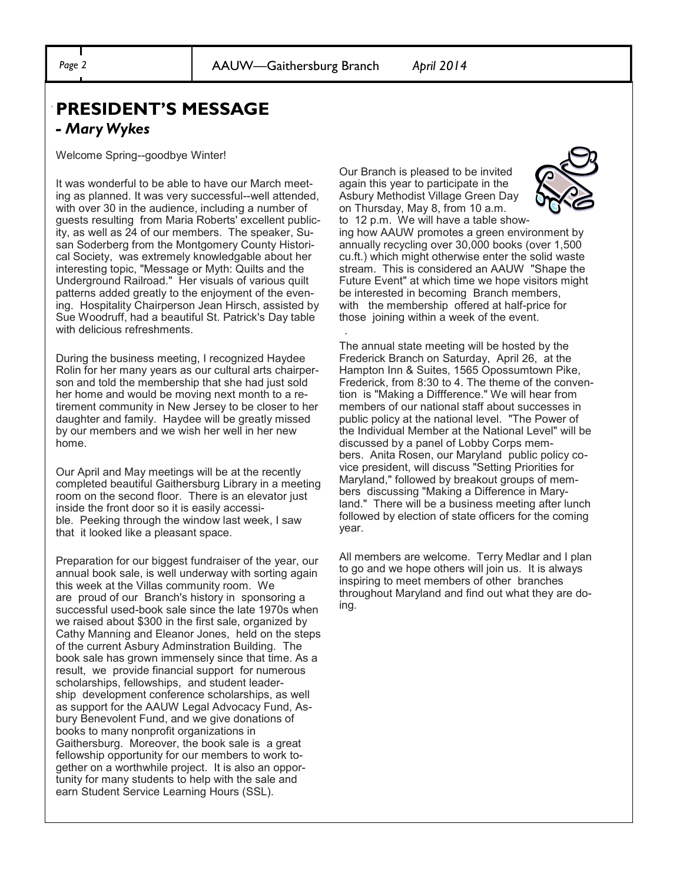# PRESIDENT'S MESSAGE

### *- Mary Wykes*

Welcome Spring--goodbye Winter!

It was wonderful to be able to have our March meeting as planned. It was very successful--well attended, with over 30 in the audience, including a number of guests resulting from Maria Roberts' excellent publicity, as well as 24 of our members. The speaker, Susan Soderberg from the Montgomery County Historical Society, was extremely knowledgable about her interesting topic, "Message or Myth: Quilts and the Underground Railroad." Her visuals of various quilt patterns added greatly to the enjoyment of the evening. Hospitality Chairperson Jean Hirsch, assisted by Sue Woodruff, had a beautiful St. Patrick's Day table with delicious refreshments.

During the business meeting, I recognized Haydee Rolin for her many years as our cultural arts chairperson and told the membership that she had just sold her home and would be moving next month to a retirement community in New Jersey to be closer to her daughter and family. Haydee will be greatly missed by our members and we wish her well in her new home.

Our April and May meetings will be at the recently completed beautiful Gaithersburg Library in a meeting room on the second floor. There is an elevator just inside the front door so it is easily accessible. Peeking through the window last week, I saw that it looked like a pleasant space.

Preparation for our biggest fundraiser of the year, our annual book sale, is well underway with sorting again this week at the Villas community room. We are proud of our Branch's history in sponsoring a successful used-book sale since the late 1970s when we raised about $300 in the first sale, organized by Cathy Manning and Eleanor Jones, held on the steps of the current Asbury Adminstration Building. The book sale has grown immensely since that time. As a result, we provide financial support for numerous scholarships, fellowships, and student leadership development conference scholarships, as well as support for the AAUW Legal Advocacy Fund, Asbury Benevolent Fund, and we give donations of books to many nonprofit organizations in Gaithersburg. Moreover, the book sale is a great fellowship opportunity for our members to work together on a worthwhile project. It is also an opportunity for many students to help with the sale and earn Student Service Learning Hours (SSL).

Our Branch is pleased to be invited again this year to participate in the Asbury Methodist Village Green Day on Thursday, May 8, from 10 a.m. to 12 p.m. We will have a table showing how AAUW promotes a green environment by annually recycling over 30,000 books (over 1,500 cu.ft.) which might otherwise enter the solid waste stream. This is considered an AAUW "Shape the Future Event" at which time we hope visitors might be interested in becoming Branch members, with the membership offered at half-price for those joining within a week of the event.

The annual state meeting will be hosted by the Frederick Branch on Saturday, April 26, at the Hampton Inn & Suites, 1565 Opossumtown Pike, Frederick, from 8:30 to 4. The theme of the convention is "Making a Diffference." We will hear from members of our national staff about successes in public policy at the national level. "The Power of the Individual Member at the National Level" will be discussed by a panel of Lobby Corps members. Anita Rosen, our Maryland public policy co-vice president, will discuss "Setting Priorities for Maryland," followed by breakout groups of members discussing "Making a Difference in Maryland." There will be a business meeting after lunch followed by election of state officers for the coming year.

All members are welcome. Terry Medlar and I plan to go and we hope others will join us. It is always inspiring to meet members of other branches throughout Maryland and find out what they are doing.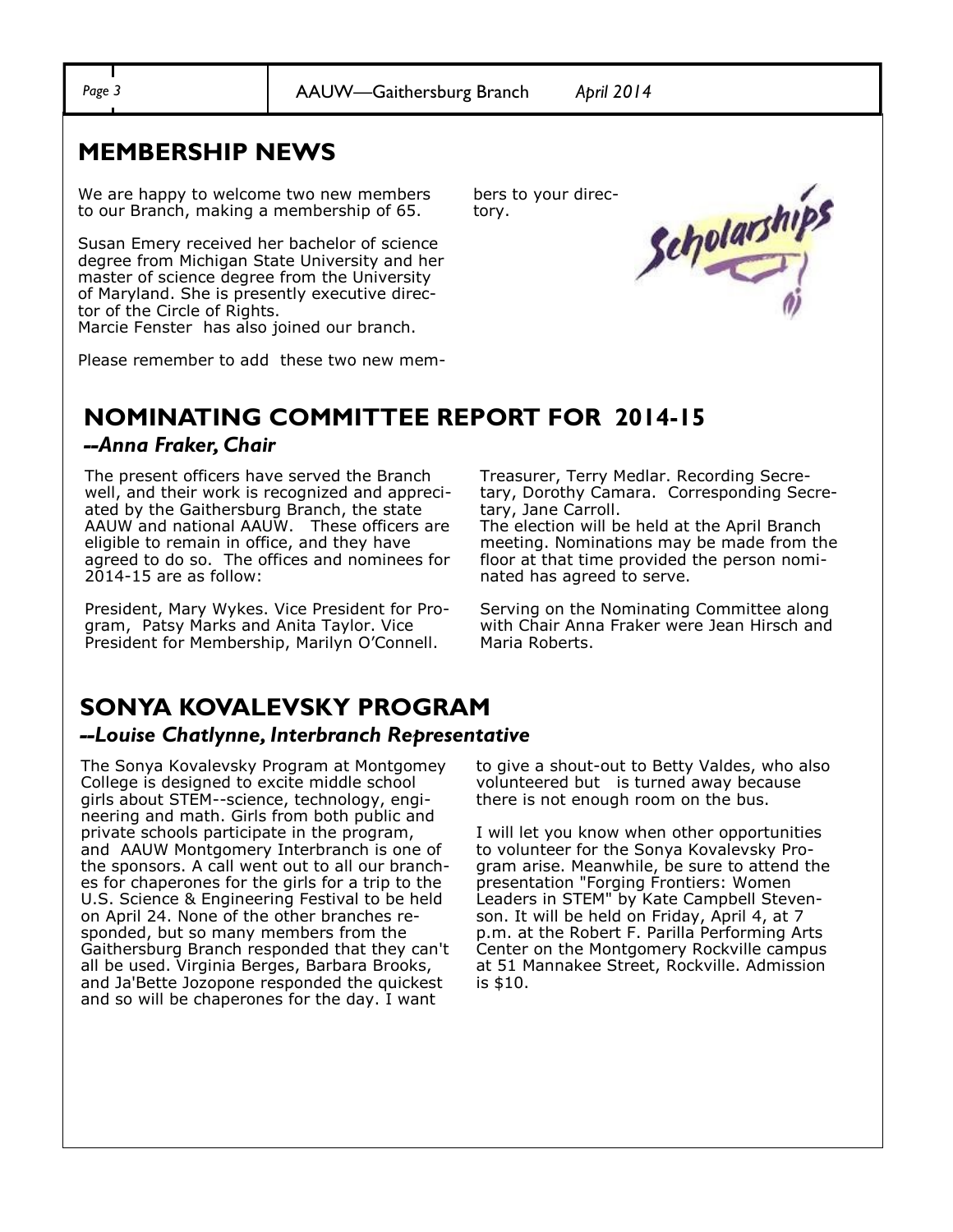## MEMBERSHIP NEWS

We are happy to welcome two new members to our Branch, making a membership of 65.

Susan Emery received her bachelor of science degree from Michigan State University and her master of science degree from the University of Maryland. She is presently executive director of the Circle of Rights.
Marcie Fenster has also joined our branch.

Please remember to add these two new members to your directory.

## NOMINATING COMMITTEE REPORT FOR 2014-15

### *--Anna Fraker, Chair*

The present officers have served the Branch well, and their work is recognized and appreciated by the Gaithersburg Branch, the state AAUW and national AAUW. These officers are eligible to remain in office, and they have agreed to do so. The offices and nominees for 2014-15 are as follow:

President, Mary Wykes. Vice President for Program, Patsy Marks and Anita Taylor. Vice President for Membership, Marilyn O'Connell. Treasurer, Terry Medlar. Recording Secretary, Dorothy Camara. Corresponding Secretary, Jane Carroll.
The election will be held at the April Branch meeting. Nominations may be made from the floor at that time provided the person nominated has agreed to serve.

Serving on the Nominating Committee along with Chair Anna Fraker were Jean Hirsch and Maria Roberts.

## SONYA KOVALEVSKY PROGRAM

### *--Louise Chatlynne, Interbranch Representative*

The Sonya Kovalevsky Program at Montgomey College is designed to excite middle school girls about STEM--science, technology, engineering and math. Girls from both public and private schools participate in the program, and AAUW Montgomery Interbranch is one of the sponsors. A call went out to all our branches for chaperones for the girls for a trip to the U.S. Science & Engineering Festival to be held on April 24. None of the other branches responded, but so many members from the Gaithersburg Branch responded that they can't all be used. Virginia Berges, Barbara Brooks, and Ja'Bette Jozopone responded the quickest and so will be chaperones for the day. I want to give a shout-out to Betty Valdes, who also volunteered but is turned away because there is not enough room on the bus.

I will let you know when other opportunities to volunteer for the Sonya Kovalevsky Program arise. Meanwhile, be sure to attend the presentation "Forging Frontiers: Women Leaders in STEM" by Kate Campbell Stevenson. It will be held on Friday, April 4, at 7 p.m. at the Robert F. Parilla Performing Arts Center on the Montgomery Rockville campus at 51 Mannakee Street, Rockville. Admission is $10.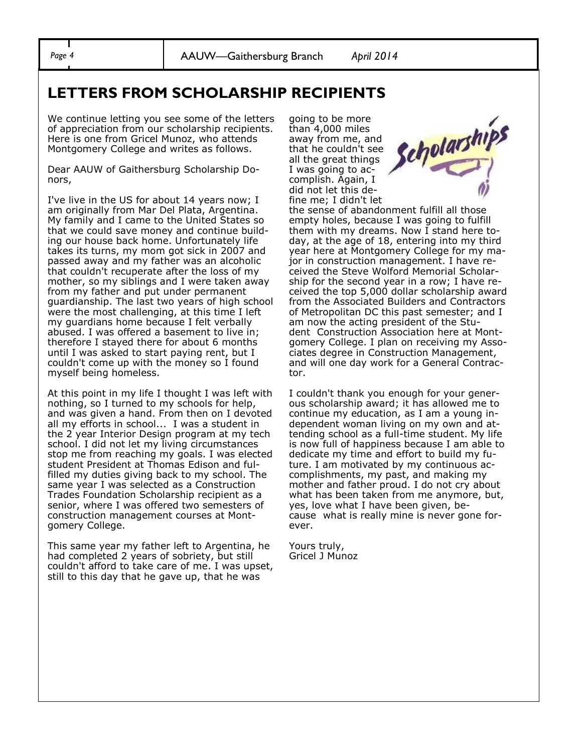## LETTERS FROM SCHOLARSHIP RECIPIENTS

We continue letting you see some of the letters of appreciation from our scholarship recipients. Here is one from Gricel Munoz, who attends Montgomery College and writes as follows.

Dear AAUW of Gaithersburg Scholarship Donors,

I've live in the US for about 14 years now; I am originally from Mar Del Plata, Argentina. My family and I came to the United States so that we could save money and continue building our house back home. Unfortunately life takes its turns, my mom got sick in 2007 and passed away and my father was an alcoholic that couldn't recuperate after the loss of my mother, so my siblings and I were taken away from my father and put under permanent guardianship. The last two years of high school were the most challenging, at this time I left my guardians home because I felt verbally abused. I was offered a basement to live in; therefore I stayed there for about 6 months until I was asked to start paying rent, but I couldn't come up with the money so I found myself being homeless.

At this point in my life I thought I was left with nothing, so I turned to my schools for help, and was given a hand. From then on I devoted all my efforts in school... I was a student in the 2 year Interior Design program at my tech school. I did not let my living circumstances stop me from reaching my goals. I was elected student President at Thomas Edison and fulfilled my duties giving back to my school. The same year I was selected as a Construction Trades Foundation Scholarship recipient as a senior, where I was offered two semesters of construction management courses at Montgomery College.

This same year my father left to Argentina, he had completed 2 years of sobriety, but still couldn't afford to take care of me. I was upset, still to this day that he gave up, that he was going to be more than 4,000 miles away from me, and that he couldn't see all the great things I was going to accomplish. Again, I did not let this define me; I didn't let the sense of abandonment fulfill all those empty holes, because I was going to fulfill them with my dreams. Now I stand here today, at the age of 18, entering into my third year here at Montgomery College for my major in construction management. I have received the Steve Wolford Memorial Scholarship for the second year in a row; I have received the top 5,000 dollar scholarship award from the Associated Builders and Contractors of Metropolitan DC this past semester; and I am now the acting president of the Student Construction Association here at Montgomery College. I plan on receiving my Associates degree in Construction Management, and will one day work for a General Contractor.

I couldn't thank you enough for your generous scholarship award; it has allowed me to continue my education, as I am a young independent woman living on my own and attending school as a full-time student. My life is now full of happiness because I am able to dedicate my time and effort to build my future. I am motivated by my continuous accomplishments, my past, and making my mother and father proud. I do not cry about what has been taken from me anymore, but, yes, love what I have been given, because what is really mine is never gone forever.

Yours truly,
Gricel J Munoz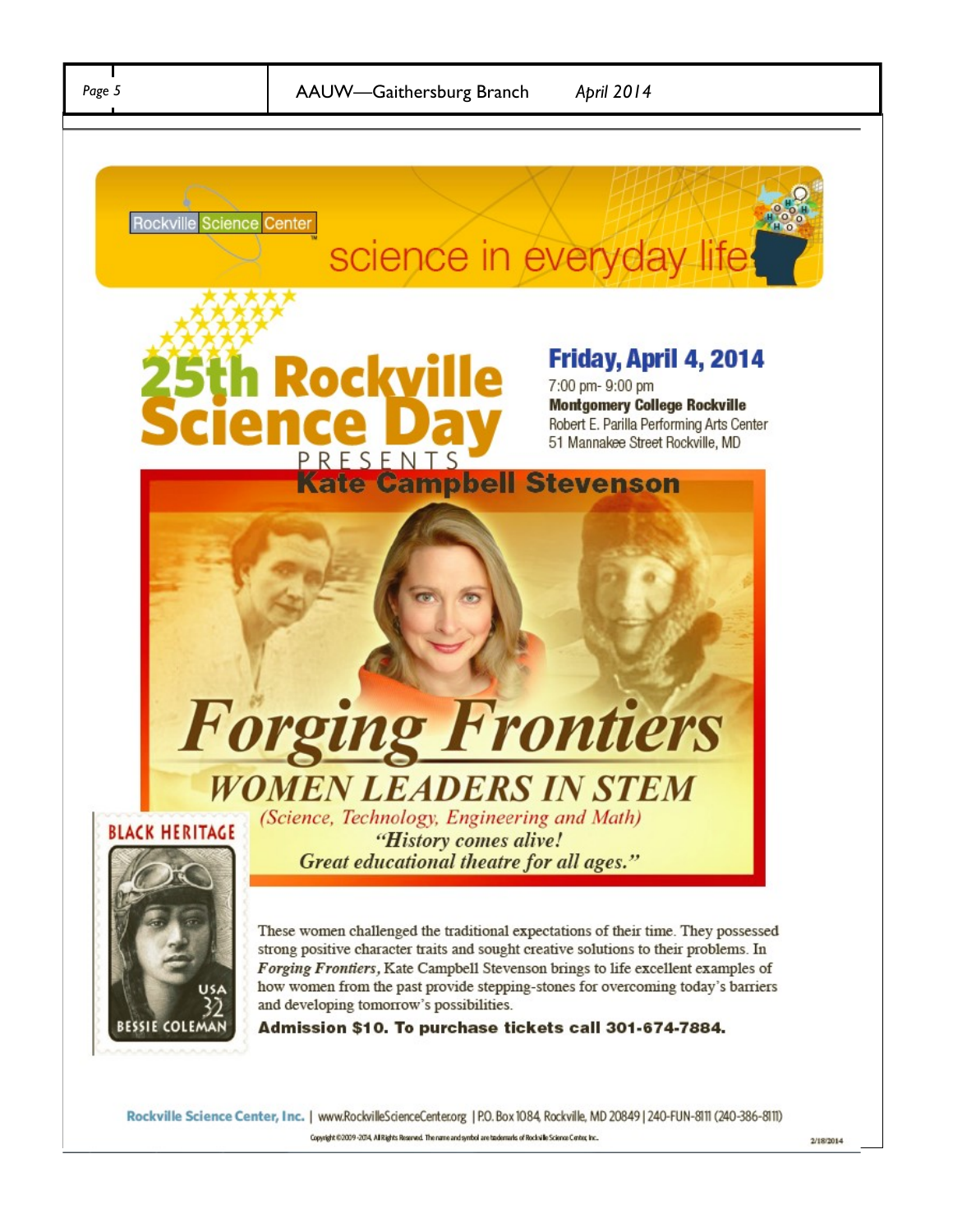Rockville Science Center

science in everyday life

# 25th Rockville Science Day

PRESENTS

**Friday, April 4, 2014**

7:00 pm- 9:00 pm

**Montgomery College Rockville**

Robert E. Parilla Performing Arts Center

51 Mannakee Street Rockville, MD

## Kate Campbell Stevenson

# *Forging Frontiers*

## *WOMEN LEADERS IN STEM*

*(Science, Technology, Engineering and Math)*

*"History comes alive! Great educational theatre for all ages."*

BLACK HERITAGE

USA 32

BESSIE COLEMAN

These women challenged the traditional expectations of their time. They possessed strong positive character traits and sought creative solutions to their problems. In *Forging Frontiers,* Kate Campbell Stevenson brings to life excellent examples of how women from the past provide stepping-stones for overcoming today's barriers and developing tomorrow's possibilities.

**Admission $10. To purchase tickets call 301-674-7884.**

Rockville Science Center, Inc. | www.RockvilleScienceCenter.org | P.O. Box 1084, Rockville, MD 20849 | 240-FUN-8111 (240-386-8111)

Copyright ©2009-2014, All Rights Reserved. The name and symbol are trademarks of Rockville Science Center, Inc.

2/18/2014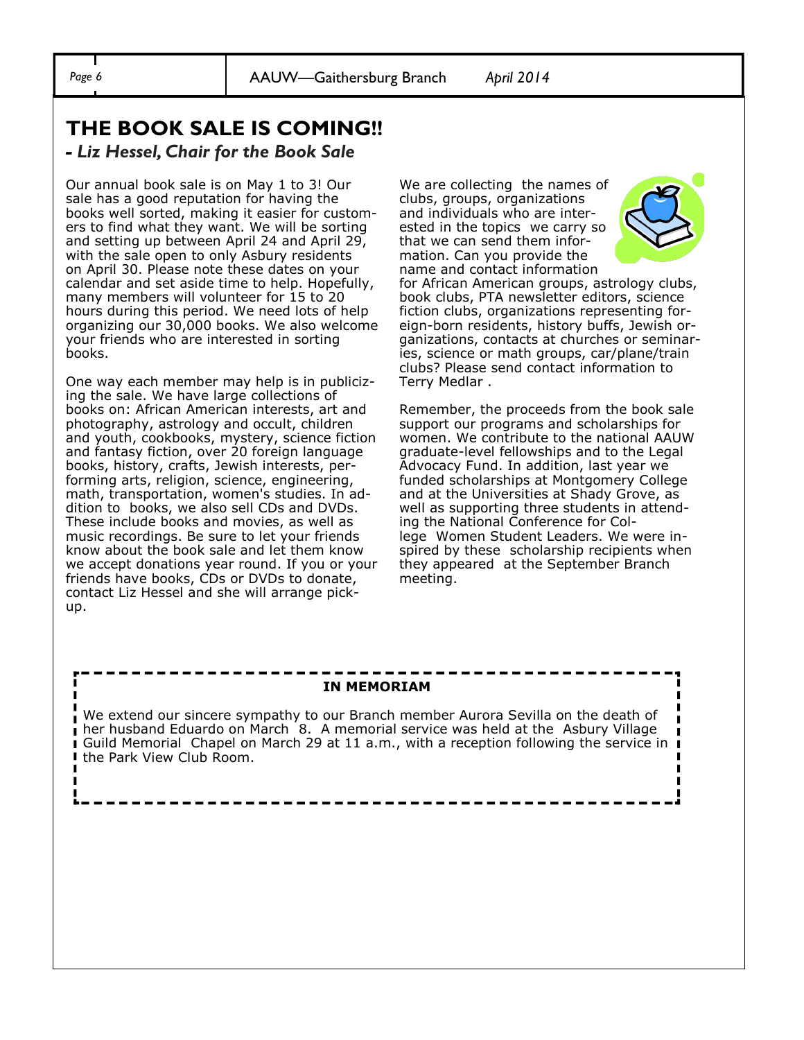# THE BOOK SALE IS COMING!!

***- Liz Hessel, Chair for the Book Sale***

Our annual book sale is on May 1 to 3! Our sale has a good reputation for having the books well sorted, making it easier for customers to find what they want. We will be sorting and setting up between April 24 and April 29, with the sale open to only Asbury residents on April 30. Please note these dates on your calendar and set aside time to help. Hopefully, many members will volunteer for 15 to 20 hours during this period. We need lots of help organizing our 30,000 books. We also welcome your friends who are interested in sorting books.

One way each member may help is in publicizing the sale. We have large collections of books on: African American interests, art and photography, astrology and occult, children and youth, cookbooks, mystery, science fiction and fantasy fiction, over 20 foreign language books, history, crafts, Jewish interests, performing arts, religion, science, engineering, math, transportation, women's studies. In addition to books, we also sell CDs and DVDs. These include books and movies, as well as music recordings. Be sure to let your friends know about the book sale and let them know we accept donations year round. If you or your friends have books, CDs or DVDs to donate, contact Liz Hessel and she will arrange pick-up.

We are collecting the names of clubs, groups, organizations and individuals who are interested in the topics we carry so that we can send them information. Can you provide the name and contact information for African American groups, astrology clubs, book clubs, PTA newsletter editors, science fiction clubs, organizations representing foreign-born residents, history buffs, Jewish organizations, contacts at churches or seminaries, science or math groups, car/plane/train clubs? Please send contact information to Terry Medlar .

Remember, the proceeds from the book sale support our programs and scholarships for women. We contribute to the national AAUW graduate-level fellowships and to the Legal Advocacy Fund. In addition, last year we funded scholarships at Montgomery College and at the Universities at Shady Grove, as well as supporting three students in attending the National Conference for College Women Student Leaders. We were inspired by these scholarship recipients when they appeared at the September Branch meeting.

**IN MEMORIAM**

We extend our sincere sympathy to our Branch member Aurora Sevilla on the death of her husband Eduardo on March 8. A memorial service was held at the Asbury Village Guild Memorial Chapel on March 29 at 11 a.m., with a reception following the service in the Park View Club Room.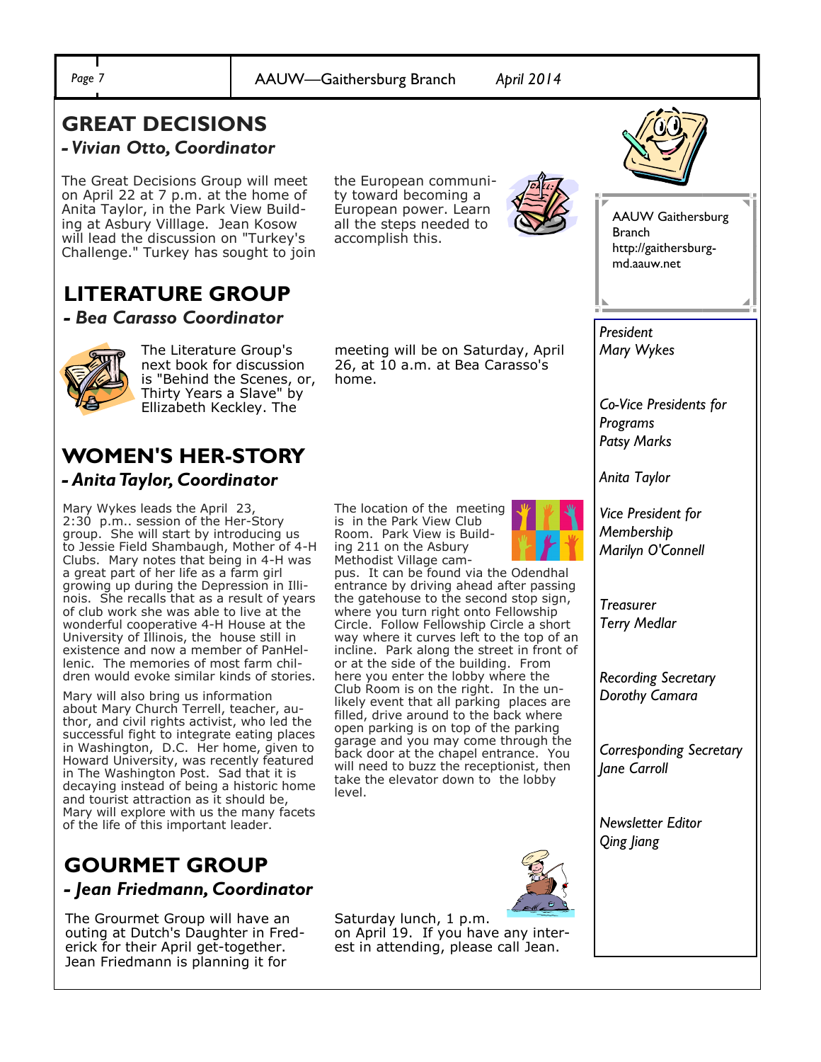## GREAT DECISIONS

*- Vivian Otto, Coordinator*

The Great Decisions Group will meet on April 22 at 7 p.m. at the home of Anita Taylor, in the Park View Building at Asbury Villlage. Jean Kosow will lead the discussion on "Turkey's Challenge." Turkey has sought to join the European community toward becoming a European power. Learn all the steps needed to accomplish this.

## LITERATURE GROUP

*- Bea Carasso Coordinator*

The Literature Group's next book for discussion is "Behind the Scenes, or, Thirty Years a Slave" by Ellizabeth Keckley. The meeting will be on Saturday, April 26, at 10 a.m. at Bea Carasso's home.

## WOMEN'S HER-STORY

*- Anita Taylor, Coordinator*

Mary Wykes leads the April 23, 2:30 p.m.. session of the Her-Story group. She will start by introducing us to Jessie Field Shambaugh, Mother of 4-H Clubs. Mary notes that being in 4-H was a great part of her life as a farm girl growing up during the Depression in Illinois. She recalls that as a result of years of club work she was able to live at the wonderful cooperative 4-H House at the University of Illinois, the house still in existence and now a member of PanHellenic. The memories of most farm children would evoke similar kinds of stories.

Mary will also bring us information about Mary Church Terrell, teacher, author, and civil rights activist, who led the successful fight to integrate eating places in Washington, D.C. Her home, given to Howard University, was recently featured in The Washington Post. Sad that it is decaying instead of being a historic home and tourist attraction as it should be, Mary will explore with us the many facets of the life of this important leader.

The location of the meeting is in the Park View Club Room. Park View is Building 211 on the Asbury Methodist Village campus. It can be found via the Odendhal entrance by driving ahead after passing the gatehouse to the second stop sign, where you turn right onto Fellowship Circle. Follow Fellowship Circle a short way where it curves left to the top of an incline. Park along the street in front of or at the side of the building. From here you enter the lobby where the Club Room is on the right. In the unlikely event that all parking places are filled, drive around to the back where open parking is on top of the parking garage and you may come through the back door at the chapel entrance. You will need to buzz the receptionist, then take the elevator down to the lobby level.

## GOURMET GROUP

*- Jean Friedmann, Coordinator*

The Grourmet Group will have an outing at Dutch's Daughter in Frederick for their April get-together. Jean Friedmann is planning it for Saturday lunch, 1 p.m. on April 19. If you have any interest in attending, please call Jean.

---

AAUW Gaithersburg Branch
http://gaithersburg-md.aauw.net

*President*
*Mary Wykes*

*Co-Vice Presidents for Programs*
*Patsy Marks*

*Anita Taylor*

*Vice President for Membership*
*Marilyn O'Connell*

*Treasurer*
*Terry Medlar*

*Recording Secretary*
*Dorothy Camara*

*Corresponding Secretary*
*Jane Carroll*

*Newsletter Editor*
*Qing Jiang*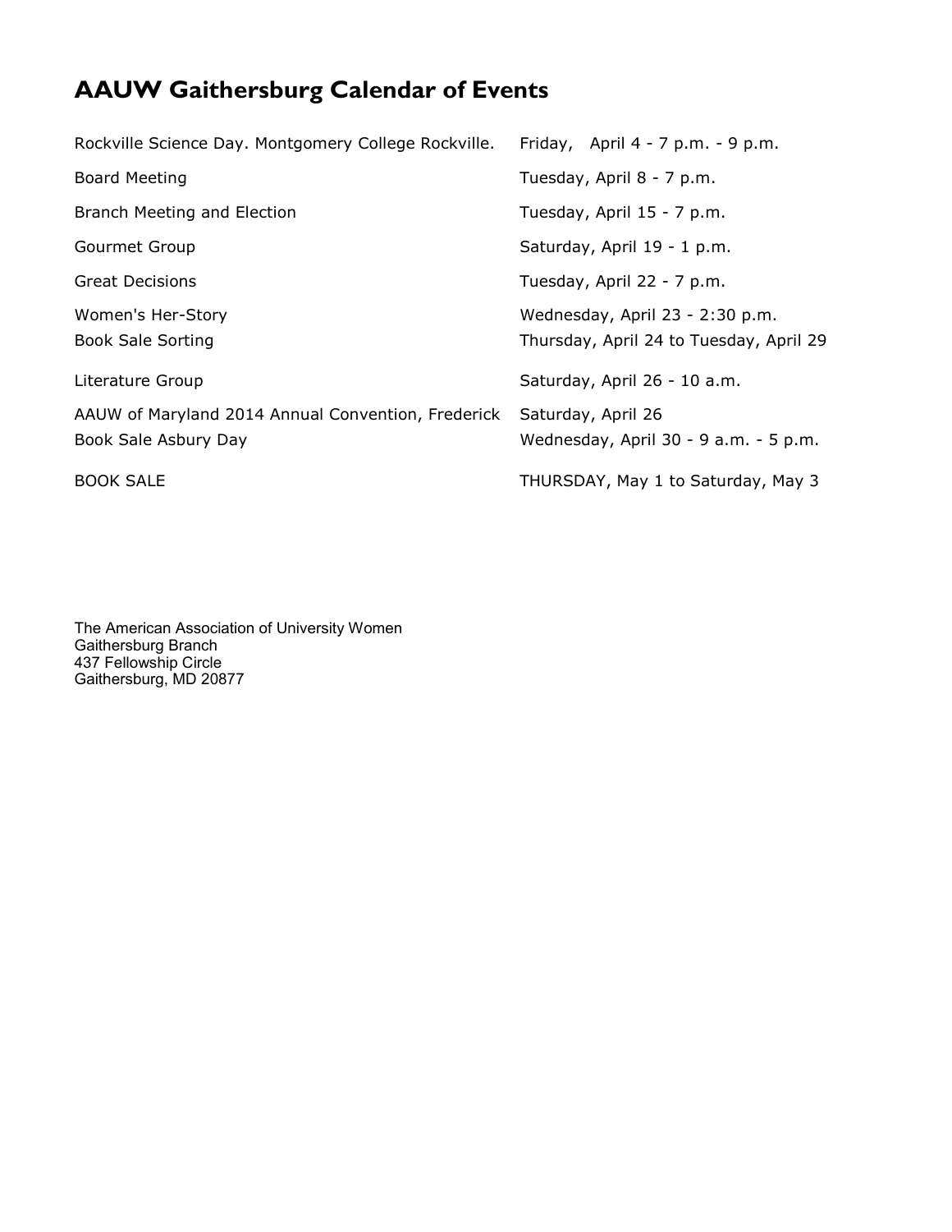## AAUW Gaithersburg Calendar of Events

| | |
|---|---|
| Rockville Science Day. Montgomery College Rockville. | Friday, April 4 - 7 p.m. - 9 p.m. |
| Board Meeting | Tuesday, April 8 - 7 p.m. |
| Branch Meeting and Election | Tuesday, April 15 - 7 p.m. |
| Gourmet Group | Saturday, April 19 - 1 p.m. |
| Great Decisions | Tuesday, April 22 - 7 p.m. |
| Women's Her-Story | Wednesday, April 23 - 2:30 p.m. |
| Book Sale Sorting | Thursday, April 24 to Tuesday, April 29 |
| Literature Group | Saturday, April 26 - 10 a.m. |
| AAUW of Maryland 2014 Annual Convention, Frederick | Saturday, April 26 |
| Book Sale Asbury Day | Wednesday, April 30 - 9 a.m. - 5 p.m. |
| BOOK SALE | THURSDAY, May 1 to Saturday, May 3 |

The American Association of University Women
Gaithersburg Branch
437 Fellowship Circle
Gaithersburg, MD 20877